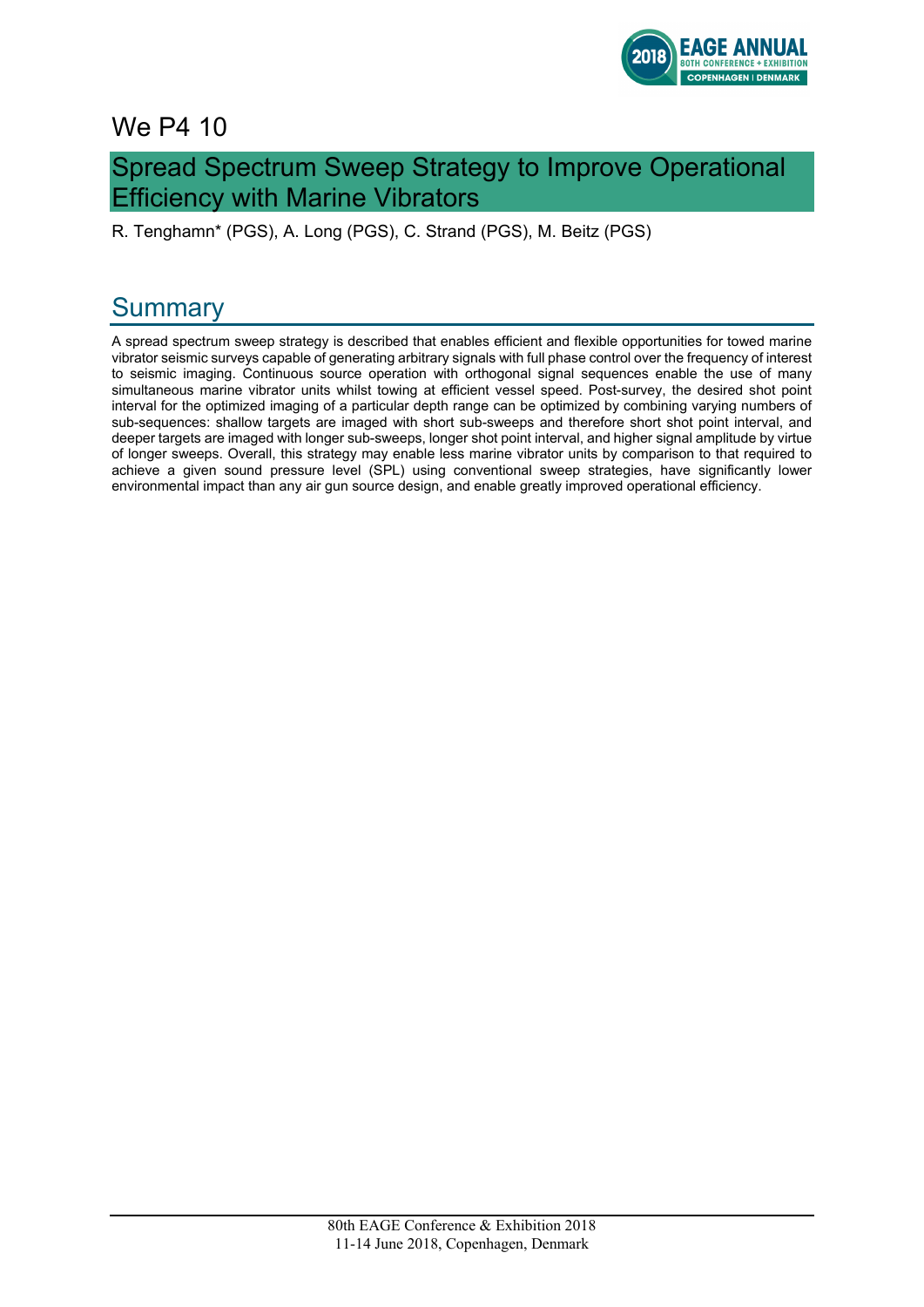We P4 10

# Spread Spectrum Sweep Strategy to Improve Operational Efficiency with Marine Vibrators

R. Tenghamn* (PGS), A. Long (PGS), C. Strand (PGS), M. Beitz (PGS)

## Summary

A spread spectrum sweep strategy is described that enables efficient and flexible opportunities for towed marine vibrator seismic surveys capable of generating arbitrary signals with full phase control over the frequency of interest to seismic imaging. Continuous source operation with orthogonal signal sequences enable the use of many simultaneous marine vibrator units whilst towing at efficient vessel speed. Post-survey, the desired shot point interval for the optimized imaging of a particular depth range can be optimized by combining varying numbers of sub-sequences: shallow targets are imaged with short sub-sweeps and therefore short shot point interval, and deeper targets are imaged with longer sub-sweeps, longer shot point interval, and higher signal amplitude by virtue of longer sweeps. Overall, this strategy may enable less marine vibrator units by comparison to that required to achieve a given sound pressure level (SPL) using conventional sweep strategies, have significantly lower environmental impact than any air gun source design, and enable greatly improved operational efficiency.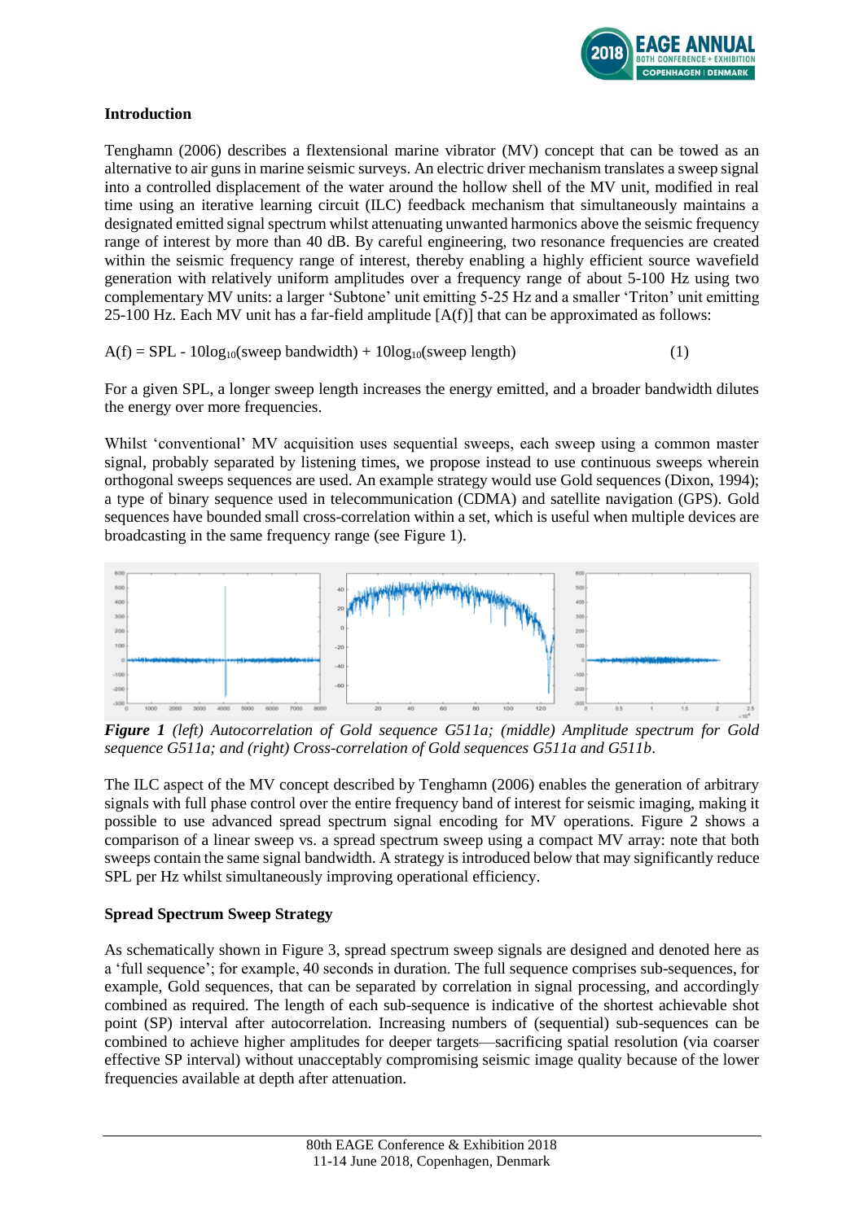## Introduction

Tenghamn (2006) describes a flextensional marine vibrator (MV) concept that can be towed as an alternative to air guns in marine seismic surveys. An electric driver mechanism translates a sweep signal into a controlled displacement of the water around the hollow shell of the MV unit, modified in real time using an iterative learning circuit (ILC) feedback mechanism that simultaneously maintains a designated emitted signal spectrum whilst attenuating unwanted harmonics above the seismic frequency range of interest by more than 40 dB. By careful engineering, two resonance frequencies are created within the seismic frequency range of interest, thereby enabling a highly efficient source wavefield generation with relatively uniform amplitudes over a frequency range of about 5-100 Hz using two complementary MV units: a larger 'Subtone' unit emitting 5-25 Hz and a smaller 'Triton' unit emitting 25-100 Hz. Each MV unit has a far-field amplitude [A(f)] that can be approximated as follows:

$$A(f) = SPL - 10\log_{10}(\text{sweep bandwidth}) + 10\log_{10}(\text{sweep length}) \tag{1}$$

For a given SPL, a longer sweep length increases the energy emitted, and a broader bandwidth dilutes the energy over more frequencies.

Whilst 'conventional' MV acquisition uses sequential sweeps, each sweep using a common master signal, probably separated by listening times, we propose instead to use continuous sweeps wherein orthogonal sweeps sequences are used. An example strategy would use Gold sequences (Dixon, 1994); a type of binary sequence used in telecommunication (CDMA) and satellite navigation (GPS). Gold sequences have bounded small cross-correlation within a set, which is useful when multiple devices are broadcasting in the same frequency range (see Figure 1).

***Figure 1*** *(left) Autocorrelation of Gold sequence G511a; (middle) Amplitude spectrum for Gold sequence G511a; and (right) Cross-correlation of Gold sequences G511a and G511b.*

The ILC aspect of the MV concept described by Tenghamn (2006) enables the generation of arbitrary signals with full phase control over the entire frequency band of interest for seismic imaging, making it possible to use advanced spread spectrum signal encoding for MV operations. Figure 2 shows a comparison of a linear sweep vs. a spread spectrum sweep using a compact MV array: note that both sweeps contain the same signal bandwidth. A strategy is introduced below that may significantly reduce SPL per Hz whilst simultaneously improving operational efficiency.

## Spread Spectrum Sweep Strategy

As schematically shown in Figure 3, spread spectrum sweep signals are designed and denoted here as a 'full sequence'; for example, 40 seconds in duration. The full sequence comprises sub-sequences, for example, Gold sequences, that can be separated by correlation in signal processing, and accordingly combined as required. The length of each sub-sequence is indicative of the shortest achievable shot point (SP) interval after autocorrelation. Increasing numbers of (sequential) sub-sequences can be combined to achieve higher amplitudes for deeper targets—sacrificing spatial resolution (via coarser effective SP interval) without unacceptably compromising seismic image quality because of the lower frequencies available at depth after attenuation.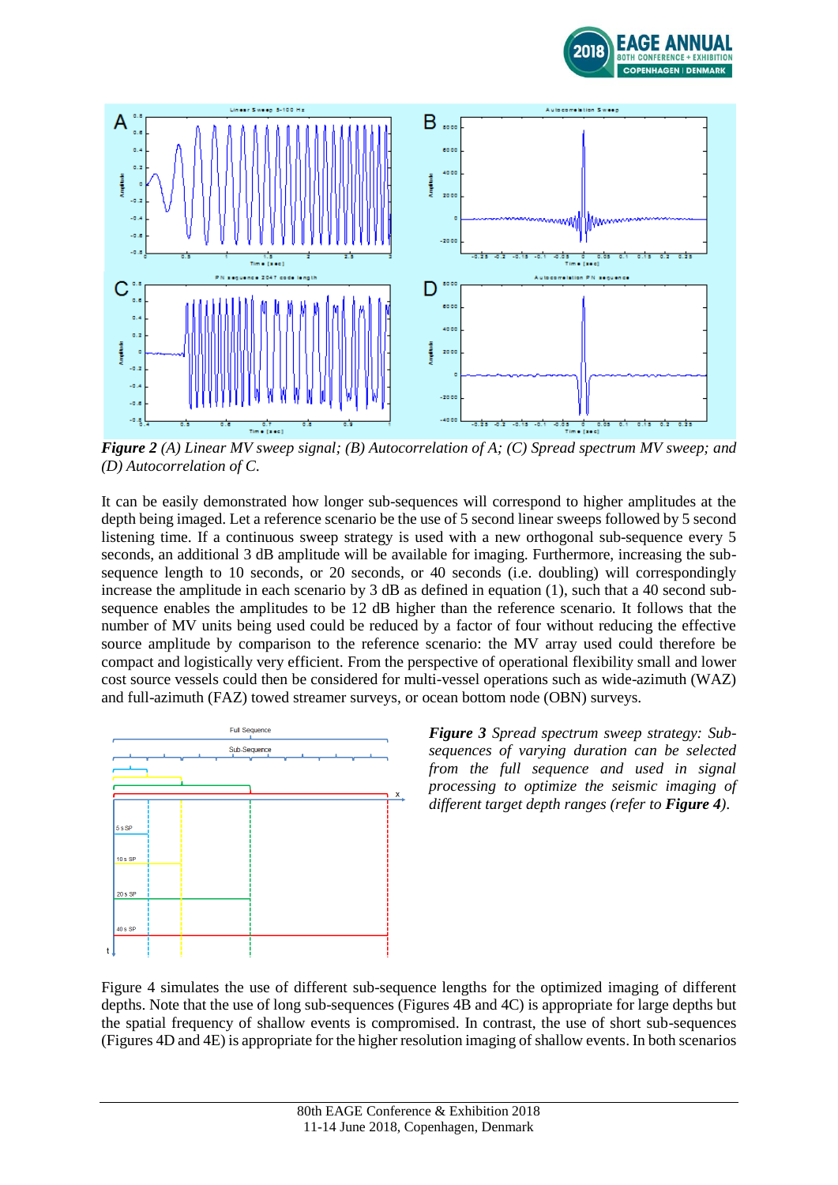*Figure 2* *(A) Linear MV sweep signal; (B) Autocorrelation of A; (C) Spread spectrum MV sweep; and (D) Autocorrelation of C.*

It can be easily demonstrated how longer sub-sequences will correspond to higher amplitudes at the depth being imaged. Let a reference scenario be the use of 5 second linear sweeps followed by 5 second listening time. If a continuous sweep strategy is used with a new orthogonal sub-sequence every 5 seconds, an additional 3 dB amplitude will be available for imaging. Furthermore, increasing the sub-sequence length to 10 seconds, or 20 seconds, or 40 seconds (i.e. doubling) will correspondingly increase the amplitude in each scenario by 3 dB as defined in equation (1), such that a 40 second sub-sequence enables the amplitudes to be 12 dB higher than the reference scenario. It follows that the number of MV units being used could be reduced by a factor of four without reducing the effective source amplitude by comparison to the reference scenario: the MV array used could therefore be compact and logistically very efficient. From the perspective of operational flexibility small and lower cost source vessels could then be considered for multi-vessel operations such as wide-azimuth (WAZ) and full-azimuth (FAZ) towed streamer surveys, or ocean bottom node (OBN) surveys.

***Figure 3*** *Spread spectrum sweep strategy: Sub-sequences of varying duration can be selected from the full sequence and used in signal processing to optimize the seismic imaging of different target depth ranges (refer to* ***Figure 4****).*

Figure 4 simulates the use of different sub-sequence lengths for the optimized imaging of different depths. Note that the use of long sub-sequences (Figures 4B and 4C) is appropriate for large depths but the spatial frequency of shallow events is compromised. In contrast, the use of short sub-sequences (Figures 4D and 4E) is appropriate for the higher resolution imaging of shallow events. In both scenarios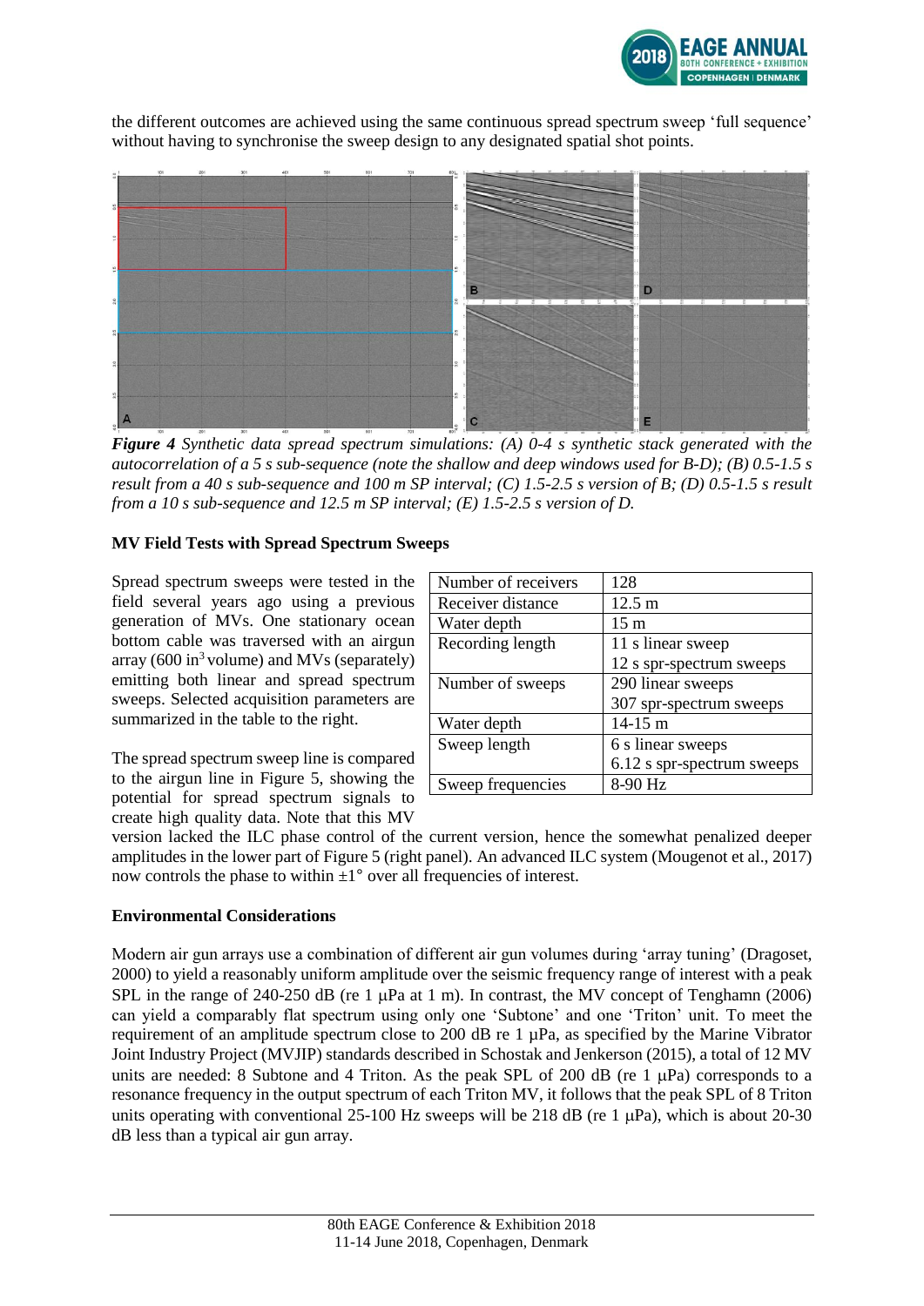the different outcomes are achieved using the same continuous spread spectrum sweep 'full sequence' without having to synchronise the sweep design to any designated spatial shot points.

***Figure 4*** *Synthetic data spread spectrum simulations: (A) 0-4 s synthetic stack generated with the autocorrelation of a 5 s sub-sequence (note the shallow and deep windows used for B-D); (B) 0.5-1.5 s result from a 40 s sub-sequence and 100 m SP interval; (C) 1.5-2.5 s version of B; (D) 0.5-1.5 s result from a 10 s sub-sequence and 12.5 m SP interval; (E) 1.5-2.5 s version of D.*

**MV Field Tests with Spread Spectrum Sweeps**

Spread spectrum sweeps were tested in the field several years ago using a previous generation of MVs. One stationary ocean bottom cable was traversed with an airgun array (600 in$^3$ volume) and MVs (separately) emitting both linear and spread spectrum sweeps. Selected acquisition parameters are summarized in the table to the right.

| Number of receivers | 128 |
|---|---|
| Receiver distance | 12.5 m |
| Water depth | 15 m |
| Recording length | 11 s linear sweep<br>12 s spr-spectrum sweeps |
| Number of sweeps | 290 linear sweeps<br>307 spr-spectrum sweeps |
| Water depth | 14-15 m |
| Sweep length | 6 s linear sweeps<br>6.12 s spr-spectrum sweeps |
| Sweep frequencies | 8-90 Hz |

The spread spectrum sweep line is compared to the airgun line in Figure 5, showing the potential for spread spectrum signals to create high quality data. Note that this MV version lacked the ILC phase control of the current version, hence the somewhat penalized deeper amplitudes in the lower part of Figure 5 (right panel). An advanced ILC system (Mougenot et al., 2017) now controls the phase to within ±1° over all frequencies of interest.

**Environmental Considerations**

Modern air gun arrays use a combination of different air gun volumes during 'array tuning' (Dragoset, 2000) to yield a reasonably uniform amplitude over the seismic frequency range of interest with a peak SPL in the range of 240-250 dB (re 1 μPa at 1 m). In contrast, the MV concept of Tenghamn (2006) can yield a comparably flat spectrum using only one 'Subtone' and one 'Triton' unit. To meet the requirement of an amplitude spectrum close to 200 dB re 1 μPa, as specified by the Marine Vibrator Joint Industry Project (MVJIP) standards described in Schostak and Jenkerson (2015), a total of 12 MV units are needed: 8 Subtone and 4 Triton. As the peak SPL of 200 dB (re 1 μPa) corresponds to a resonance frequency in the output spectrum of each Triton MV, it follows that the peak SPL of 8 Triton units operating with conventional 25-100 Hz sweeps will be 218 dB (re 1 μPa), which is about 20-30 dB less than a typical air gun array.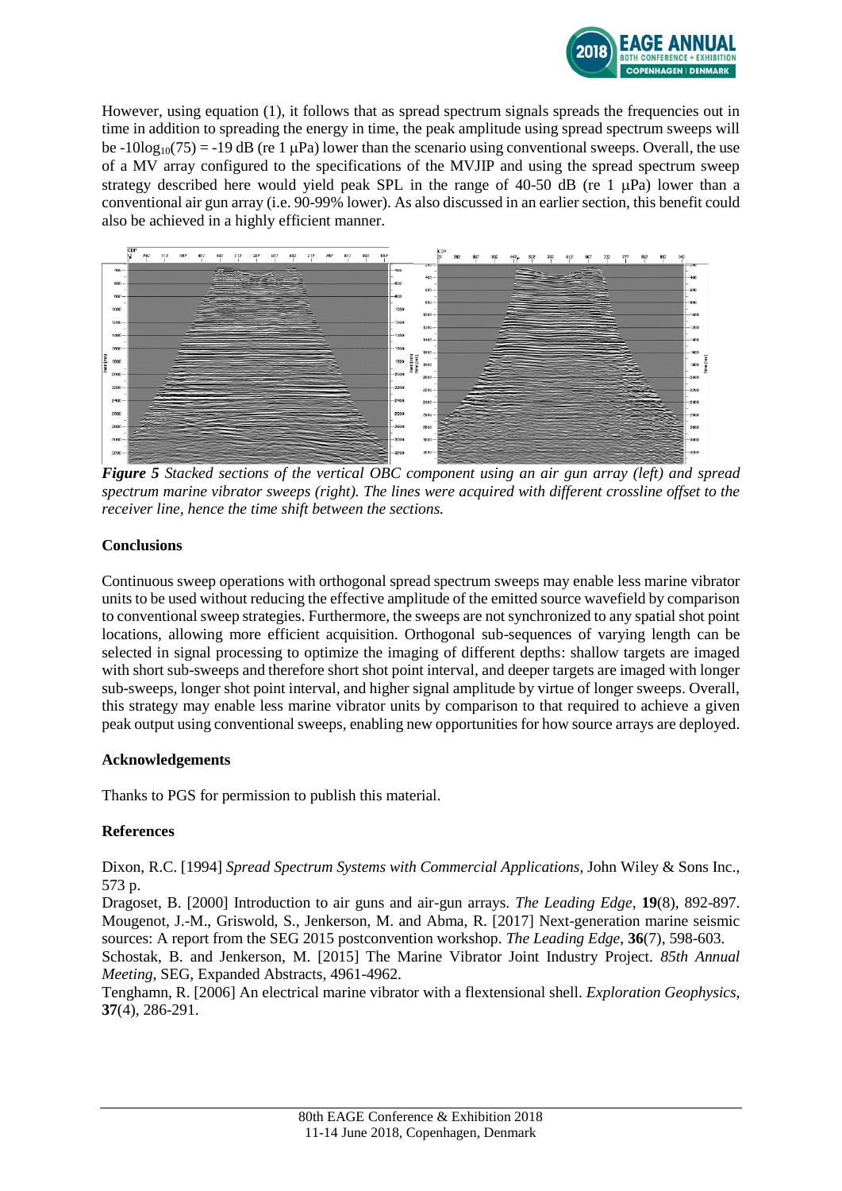However, using equation (1), it follows that as spread spectrum signals spreads the frequencies out in time in addition to spreading the energy in time, the peak amplitude using spread spectrum sweeps will be $-10\log_{10}(75) = -19$ dB (re 1 μPa) lower than the scenario using conventional sweeps. Overall, the use of a MV array configured to the specifications of the MVJIP and using the spread spectrum sweep strategy described here would yield peak SPL in the range of 40-50 dB (re 1 μPa) lower than a conventional air gun array (i.e. 90-99% lower). As also discussed in an earlier section, this benefit could also be achieved in a highly efficient manner.

***Figure 5*** *Stacked sections of the vertical OBC component using an air gun array (left) and spread spectrum marine vibrator sweeps (right). The lines were acquired with different crossline offset to the receiver line, hence the time shift between the sections.*

## Conclusions

Continuous sweep operations with orthogonal spread spectrum sweeps may enable less marine vibrator units to be used without reducing the effective amplitude of the emitted source wavefield by comparison to conventional sweep strategies. Furthermore, the sweeps are not synchronized to any spatial shot point locations, allowing more efficient acquisition. Orthogonal sub-sequences of varying length can be selected in signal processing to optimize the imaging of different depths: shallow targets are imaged with short sub-sweeps and therefore short shot point interval, and deeper targets are imaged with longer sub-sweeps, longer shot point interval, and higher signal amplitude by virtue of longer sweeps. Overall, this strategy may enable less marine vibrator units by comparison to that required to achieve a given peak output using conventional sweeps, enabling new opportunities for how source arrays are deployed.

## Acknowledgements

Thanks to PGS for permission to publish this material.

## References

Dixon, R.C. [1994] *Spread Spectrum Systems with Commercial Applications*, John Wiley & Sons Inc., 573 p.

Dragoset, B. [2000] Introduction to air guns and air-gun arrays. *The Leading Edge*, **19**(8), 892-897.

Mougenot, J.-M., Griswold, S., Jenkerson, M. and Abma, R. [2017] Next-generation marine seismic sources: A report from the SEG 2015 postconvention workshop. *The Leading Edge*, **36**(7), 598-603.

Schostak, B. and Jenkerson, M. [2015] The Marine Vibrator Joint Industry Project. *85th Annual Meeting*, SEG, Expanded Abstracts, 4961-4962.

Tenghamn, R. [2006] An electrical marine vibrator with a flextensional shell. *Exploration Geophysics*, **37**(4), 286-291.